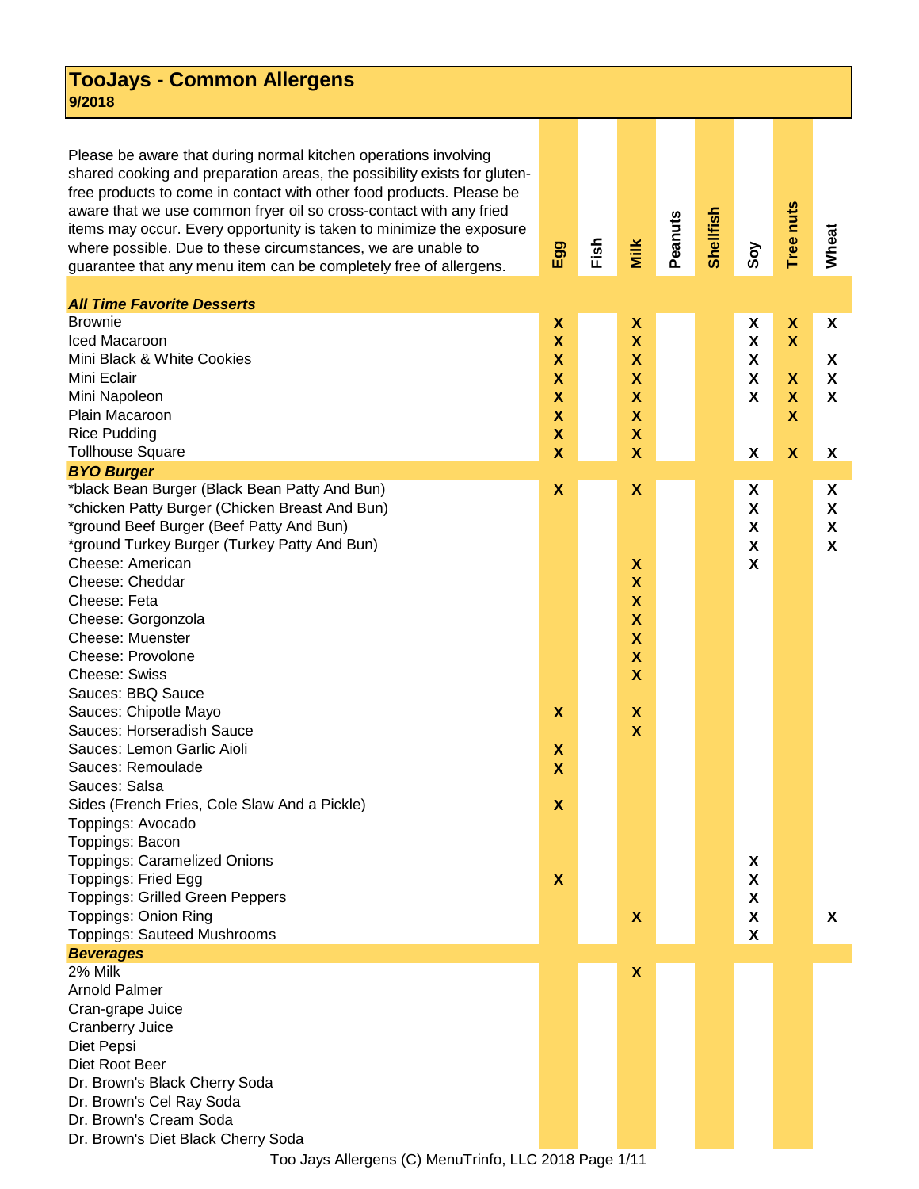# TooJays - Common Allergens

**9/2018**

Please be aware that during normal kitchen operations involving shared cooking and preparation areas, the possibility exists for gluten-free products to come in contact with other food products. Please be aware that we use common fryer oil so cross-contact with any fried items may occur. Every opportunity is taken to minimize the exposure where possible. Due to these circumstances, we are unable to guarantee that any menu item can be completely free of allergens.

| | Egg | Fish | Milk | Peanuts | Shellfish | Soy | Tree nuts | Wheat |
|---|---|---|---|---|---|---|---|---|
| ***All Time Favorite Desserts*** | | | | | | | | |
| Brownie | X | | X | | | X | X | X |
| Iced Macaroon | X | | X | | | X | X | |
| Mini Black & White Cookies | X | | X | | | X | | X |
| Mini Eclair | X | | X | | | X | X | X |
| Mini Napoleon | X | | X | | | X | X | X |
| Plain Macaroon | X | | X | | | | X | |
| Rice Pudding | X | | X | | | | | |
| Tollhouse Square | X | | X | | | X | X | X |
| ***BYO Burger*** | | | | | | | | |
| *black Bean Burger (Black Bean Patty And Bun) | X | | X | | | X | | X |
| *chicken Patty Burger (Chicken Breast And Bun) | | | | | | X | | X |
| *ground Beef Burger (Beef Patty And Bun) | | | | | | X | | X |
| *ground Turkey Burger (Turkey Patty And Bun) | | | | | | X | | X |
| Cheese: American | | | X | | | X | | |
| Cheese: Cheddar | | | X | | | | | |
| Cheese: Feta | | | X | | | | | |
| Cheese: Gorgonzola | | | X | | | | | |
| Cheese: Muenster | | | X | | | | | |
| Cheese: Provolone | | | X | | | | | |
| Cheese: Swiss | | | X | | | | | |
| Sauces: BBQ Sauce | | | | | | | | |
| Sauces: Chipotle Mayo | X | | X | | | | | |
| Sauces: Horseradish Sauce | | | X | | | | | |
| Sauces: Lemon Garlic Aioli | X | | | | | | | |
| Sauces: Remoulade | X | | | | | | | |
| Sauces: Salsa | | | | | | | | |
| Sides (French Fries, Cole Slaw And a Pickle) | X | | | | | | | |
| Toppings: Avocado | | | | | | | | |
| Toppings: Bacon | | | | | | | | |
| Toppings: Caramelized Onions | | | | | | X | | |
| Toppings: Fried Egg | X | | | | | X | | |
| Toppings: Grilled Green Peppers | | | | | | X | | |
| Toppings: Onion Ring | | | X | | | X | | X |
| Toppings: Sauteed Mushrooms | | | | | | X | | |
| ***Beverages*** | | | | | | | | |
| 2% Milk | | | X | | | | | |
| Arnold Palmer | | | | | | | | |
| Cran-grape Juice | | | | | | | | |
| Cranberry Juice | | | | | | | | |
| Diet Pepsi | | | | | | | | |
| Diet Root Beer | | | | | | | | |
| Dr. Brown's Black Cherry Soda | | | | | | | | |
| Dr. Brown's Cel Ray Soda | | | | | | | | |
| Dr. Brown's Cream Soda | | | | | | | | |
| Dr. Brown's Diet Black Cherry Soda | | | | | | | | |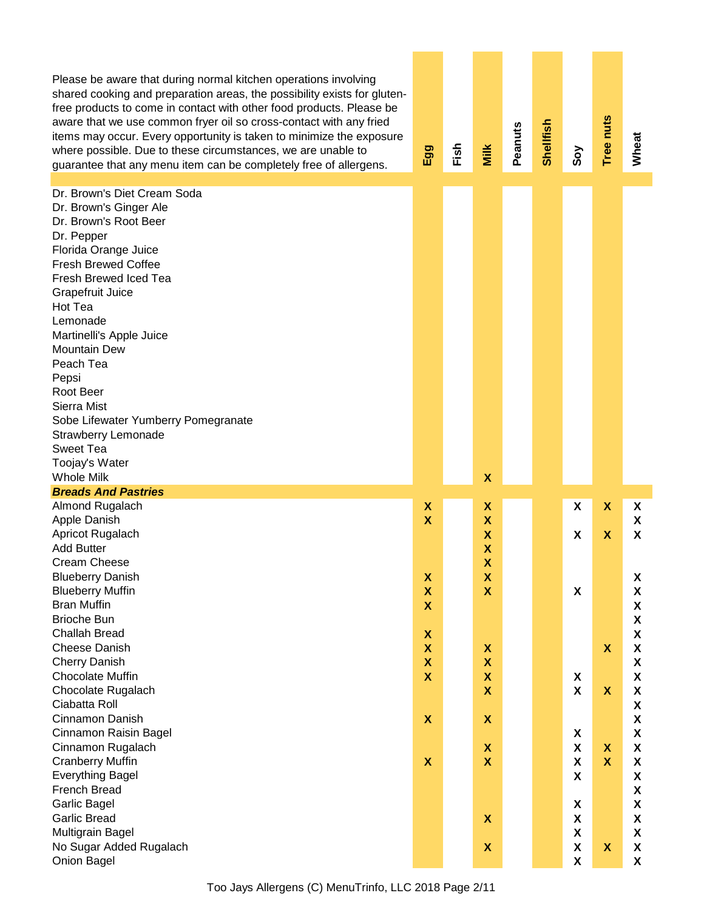| Please be aware that during normal kitchen operations involving shared cooking and preparation areas, the possibility exists for gluten-free products to come in contact with other food products. Please be aware that we use common fryer oil so cross-contact with any fried items may occur. Every opportunity is taken to minimize the exposure where possible. Due to these circumstances, we are unable to guarantee that any menu item can be completely free of allergens. | Egg | Fish | Milk | Peanuts | Shellfish | Soy | Tree nuts | Wheat |
|---|---|---|---|---|---|---|---|---|
| Dr. Brown's Diet Cream Soda | | | | | | | | |
| Dr. Brown's Ginger Ale | | | | | | | | |
| Dr. Brown's Root Beer | | | | | | | | |
| Dr. Pepper | | | | | | | | |
| Florida Orange Juice | | | | | | | | |
| Fresh Brewed Coffee | | | | | | | | |
| Fresh Brewed Iced Tea | | | | | | | | |
| Grapefruit Juice | | | | | | | | |
| Hot Tea | | | | | | | | |
| Lemonade | | | | | | | | |
| Martinelli's Apple Juice | | | | | | | | |
| Mountain Dew | | | | | | | | |
| Peach Tea | | | | | | | | |
| Pepsi | | | | | | | | |
| Root Beer | | | | | | | | |
| Sierra Mist | | | | | | | | |
| Sobe Lifewater Yumberry Pomegranate | | | | | | | | |
| Strawberry Lemonade | | | | | | | | |
| Sweet Tea | | | | | | | | |
| Toojay's Water | | | | | | | | |
| Whole Milk | | | X | | | | | |
| ***Breads And Pastries*** | | | | | | | | |
| Almond Rugalach | X | | X | | | X | X | X |
| Apple Danish | X | | X | | | | | X |
| Apricot Rugalach | | | X | | | X | X | X |
| Add Butter | | | X | | | | | |
| Cream Cheese | | | X | | | | | |
| Blueberry Danish | X | | X | | | | | X |
| Blueberry Muffin | X | | X | | | X | | X |
| Bran Muffin | X | | | | | | | X |
| Brioche Bun | | | | | | | | X |
| Challah Bread | X | | | | | | | X |
| Cheese Danish | X | | X | | | | X | X |
| Cherry Danish | X | | X | | | | | X |
| Chocolate Muffin | X | | X | | | X | | X |
| Chocolate Rugalach | | | X | | | X | X | X |
| Ciabatta Roll | | | | | | | | X |
| Cinnamon Danish | X | | X | | | | | X |
| Cinnamon Raisin Bagel | | | | | | X | | X |
| Cinnamon Rugalach | | | X | | | X | X | X |
| Cranberry Muffin | X | | X | | | X | X | X |
| Everything Bagel | | | | | | X | | X |
| French Bread | | | | | | | | X |
| Garlic Bagel | | | | | | X | | X |
| Garlic Bread | | | X | | | X | | X |
| Multigrain Bagel | | | | | | X | | X |
| No Sugar Added Rugalach | | | X | | | X | X | X |
| Onion Bagel | | | | | | X | | X |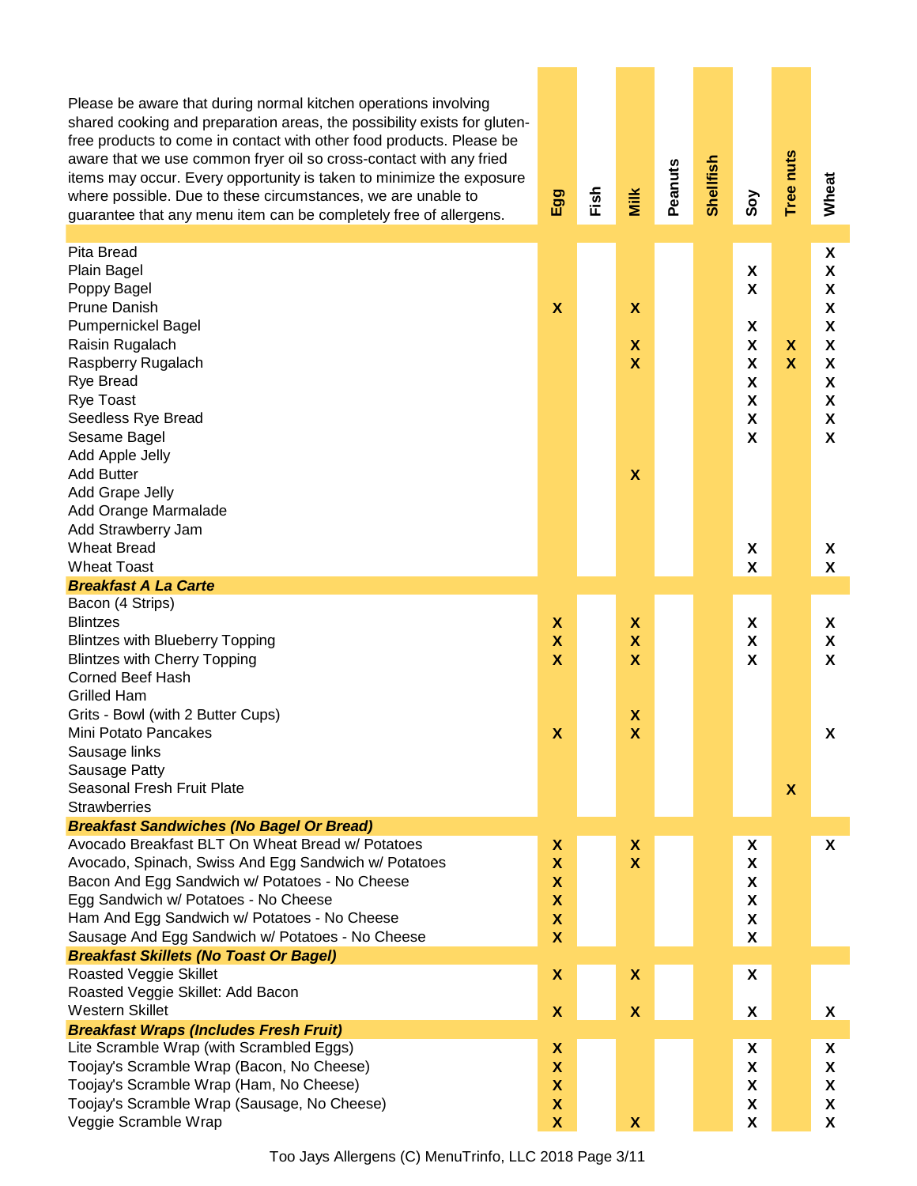| Please be aware that during normal kitchen operations involving shared cooking and preparation areas, the possibility exists for gluten-free products to come in contact with other food products. Please be aware that we use common fryer oil so cross-contact with any fried items may occur. Every opportunity is taken to minimize the exposure where possible. Due to these circumstances, we are unable to guarantee that any menu item can be completely free of allergens. | Egg | Fish | Milk | Peanuts | Shellfish | Soy | Tree nuts | Wheat |
|---|---|---|---|---|---|---|---|---|
| Pita Bread | | | | | | | | X |
| Plain Bagel | | | | | | X | | X |
| Poppy Bagel | | | | | | X | | X |
| Prune Danish | X | | X | | | | | X |
| Pumpernickel Bagel | | | | | | X | | X |
| Raisin Rugalach | | | X | | | X | X | X |
| Raspberry Rugalach | | | X | | | X | X | X |
| Rye Bread | | | | | | X | | X |
| Rye Toast | | | | | | X | | X |
| Seedless Rye Bread | | | | | | X | | X |
| Sesame Bagel | | | | | | X | | X |
| Add Apple Jelly | | | | | | | | |
| Add Butter | | | X | | | | | |
| Add Grape Jelly | | | | | | | | |
| Add Orange Marmalade | | | | | | | | |
| Add Strawberry Jam | | | | | | | | |
| Wheat Bread | | | | | | X | | X |
| Wheat Toast | | | | | | X | | X |
| ***Breakfast A La Carte*** | | | | | | | | |
| Bacon (4 Strips) | | | | | | | | |
| Blintzes | X | | X | | | X | | X |
| Blintzes with Blueberry Topping | X | | X | | | X | | X |
| Blintzes with Cherry Topping | X | | X | | | X | | X |
| Corned Beef Hash | | | | | | | | |
| Grilled Ham | | | | | | | | |
| Grits - Bowl (with 2 Butter Cups) | | | X | | | | | |
| Mini Potato Pancakes | X | | X | | | | | X |
| Sausage links | | | | | | | | |
| Sausage Patty | | | | | | | | |
| Seasonal Fresh Fruit Plate | | | | | | | X | |
| Strawberries | | | | | | | | |
| ***Breakfast Sandwiches (No Bagel Or Bread)*** | | | | | | | | |
| Avocado Breakfast BLT On Wheat Bread w/ Potatoes | X | | X | | | X | | X |
| Avocado, Spinach, Swiss And Egg Sandwich w/ Potatoes | X | | X | | | X | | |
| Bacon And Egg Sandwich w/ Potatoes - No Cheese | X | | | | | X | | |
| Egg Sandwich w/ Potatoes - No Cheese | X | | | | | X | | |
| Ham And Egg Sandwich w/ Potatoes - No Cheese | X | | | | | X | | |
| Sausage And Egg Sandwich w/ Potatoes - No Cheese | X | | | | | X | | |
| ***Breakfast Skillets (No Toast Or Bagel)*** | | | | | | | | |
| Roasted Veggie Skillet | X | | X | | | X | | |
| Roasted Veggie Skillet: Add Bacon | | | | | | | | |
| Western Skillet | X | | X | | | X | | X |
| ***Breakfast Wraps (Includes Fresh Fruit)*** | | | | | | | | |
| Lite Scramble Wrap (with Scrambled Eggs) | X | | | | | X | | X |
| Toojay's Scramble Wrap (Bacon, No Cheese) | X | | | | | X | | X |
| Toojay's Scramble Wrap (Ham, No Cheese) | X | | | | | X | | X |
| Toojay's Scramble Wrap (Sausage, No Cheese) | X | | | | | X | | X |
| Veggie Scramble Wrap | X | | X | | | X | | X |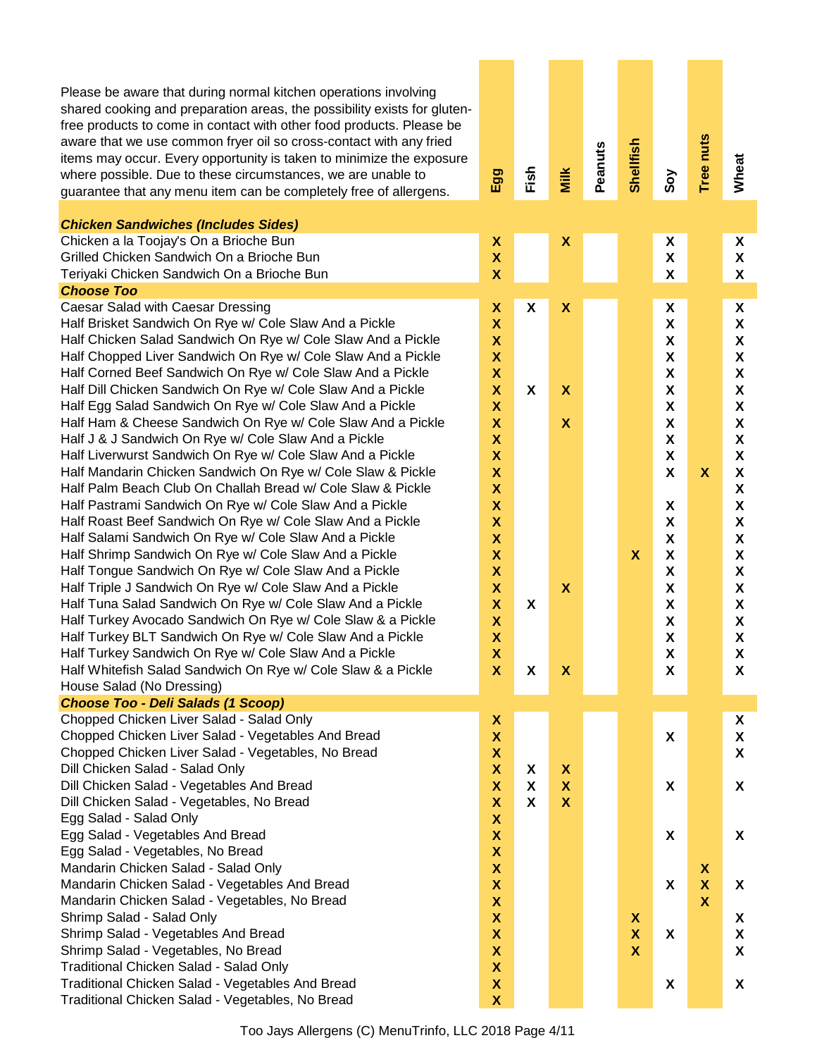| Please be aware that during normal kitchen operations involving shared cooking and preparation areas, the possibility exists for gluten-free products to come in contact with other food products. Please be aware that we use common fryer oil so cross-contact with any fried items may occur. Every opportunity is taken to minimize the exposure where possible. Due to these circumstances, we are unable to guarantee that any menu item can be completely free of allergens. | Egg | Fish | Milk | Peanuts | Shellfish | Soy | Tree nuts | Wheat |
|---|---|---|---|---|---|---|---|---|
| ***Chicken Sandwiches (Includes Sides)*** | | | | | | | | |
| Chicken a la Toojay's On a Brioche Bun | X | | X | | | X | | X |
| Grilled Chicken Sandwich On a Brioche Bun | X | | | | | X | | X |
| Teriyaki Chicken Sandwich On a Brioche Bun | X | | | | | X | | X |
| ***Choose Too*** | | | | | | | | |
| Caesar Salad with Caesar Dressing | X | X | X | | | X | | X |
| Half Brisket Sandwich On Rye w/ Cole Slaw And a Pickle | X | | | | | X | | X |
| Half Chicken Salad Sandwich On Rye w/ Cole Slaw And a Pickle | X | | | | | X | | X |
| Half Chopped Liver Sandwich On Rye w/ Cole Slaw And a Pickle | X | | | | | X | | X |
| Half Corned Beef Sandwich On Rye w/ Cole Slaw And a Pickle | X | | | | | X | | X |
| Half Dill Chicken Sandwich On Rye w/ Cole Slaw And a Pickle | X | X | X | | | X | | X |
| Half Egg Salad Sandwich On Rye w/ Cole Slaw And a Pickle | X | | | | | X | | X |
| Half Ham & Cheese Sandwich On Rye w/ Cole Slaw And a Pickle | X | | X | | | X | | X |
| Half J & J Sandwich On Rye w/ Cole Slaw And a Pickle | X | | | | | X | | X |
| Half Liverwurst Sandwich On Rye w/ Cole Slaw And a Pickle | X | | | | | X | | X |
| Half Mandarin Chicken Sandwich On Rye w/ Cole Slaw & Pickle | X | | | | | X | X | X |
| Half Palm Beach Club On Challah Bread w/ Cole Slaw & Pickle | X | | | | | | | X |
| Half Pastrami Sandwich On Rye w/ Cole Slaw And a Pickle | X | | | | | X | | X |
| Half Roast Beef Sandwich On Rye w/ Cole Slaw And a Pickle | X | | | | | X | | X |
| Half Salami Sandwich On Rye w/ Cole Slaw And a Pickle | X | | | | | X | | X |
| Half Shrimp Sandwich On Rye w/ Cole Slaw And a Pickle | X | | | | X | X | | X |
| Half Tongue Sandwich On Rye w/ Cole Slaw And a Pickle | X | | | | | X | | X |
| Half Triple J Sandwich On Rye w/ Cole Slaw And a Pickle | X | | X | | | X | | X |
| Half Tuna Salad Sandwich On Rye w/ Cole Slaw And a Pickle | X | X | | | | X | | X |
| Half Turkey Avocado Sandwich On Rye w/ Cole Slaw & a Pickle | X | | | | | X | | X |
| Half Turkey BLT Sandwich On Rye w/ Cole Slaw And a Pickle | X | | | | | X | | X |
| Half Turkey Sandwich On Rye w/ Cole Slaw And a Pickle | X | | | | | X | | X |
| Half Whitefish Salad Sandwich On Rye w/ Cole Slaw & a Pickle | X | X | X | | | X | | X |
| House Salad (No Dressing) | | | | | | | | |
| ***Choose Too - Deli Salads (1 Scoop)*** | | | | | | | | |
| Chopped Chicken Liver Salad - Salad Only | X | | | | | | | X |
| Chopped Chicken Liver Salad - Vegetables And Bread | X | | | | | X | | X |
| Chopped Chicken Liver Salad - Vegetables, No Bread | X | | | | | | | X |
| Dill Chicken Salad - Salad Only | X | X | X | | | | | |
| Dill Chicken Salad - Vegetables And Bread | X | X | X | | | X | | X |
| Dill Chicken Salad - Vegetables, No Bread | X | X | X | | | | | |
| Egg Salad - Salad Only | X | | | | | | | |
| Egg Salad - Vegetables And Bread | X | | | | | X | | X |
| Egg Salad - Vegetables, No Bread | X | | | | | | | |
| Mandarin Chicken Salad - Salad Only | X | | | | | | X | |
| Mandarin Chicken Salad - Vegetables And Bread | X | | | | | X | X | X |
| Mandarin Chicken Salad - Vegetables, No Bread | X | | | | | | X | |
| Shrimp Salad - Salad Only | X | | | | X | | | X |
| Shrimp Salad - Vegetables And Bread | X | | | | X | X | | X |
| Shrimp Salad - Vegetables, No Bread | X | | | | X | | | X |
| Traditional Chicken Salad - Salad Only | X | | | | | | | |
| Traditional Chicken Salad - Vegetables And Bread | X | | | | | X | | X |
| Traditional Chicken Salad - Vegetables, No Bread | X | | | | | | | |

Too Jays Allergens (C) MenuTrinfo, LLC 2018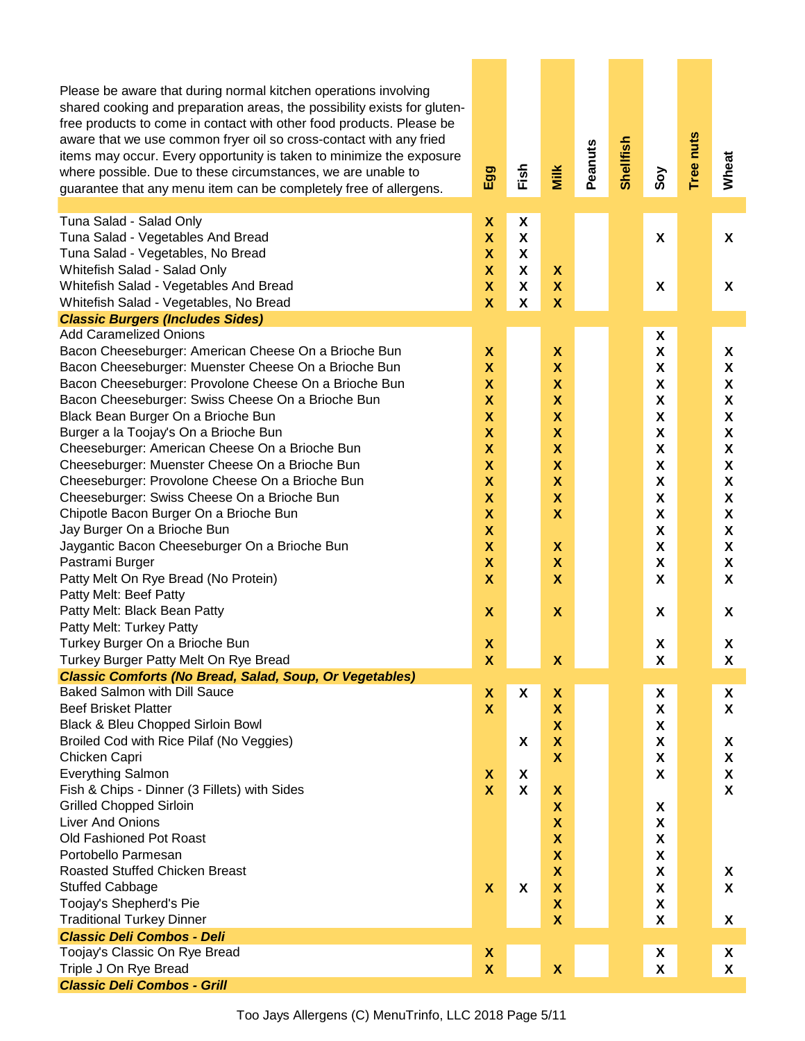| Please be aware that during normal kitchen operations involving shared cooking and preparation areas, the possibility exists for gluten-free products to come in contact with other food products. Please be aware that we use common fryer oil so cross-contact with any fried items may occur. Every opportunity is taken to minimize the exposure where possible. Due to these circumstances, we are unable to guarantee that any menu item can be completely free of allergens. | Egg | Fish | Milk | Peanuts | Shellfish | Soy | Tree nuts | Wheat |
|---|---|---|---|---|---|---|---|---|
| Tuna Salad - Salad Only | X | X | | | | | | |
| Tuna Salad - Vegetables And Bread | X | X | | | | X | | X |
| Tuna Salad - Vegetables, No Bread | X | X | | | | | | |
| Whitefish Salad - Salad Only | X | X | X | | | | | |
| Whitefish Salad - Vegetables And Bread | X | X | X | | | X | | X |
| Whitefish Salad - Vegetables, No Bread | X | X | X | | | | | |
| ***Classic Burgers (Includes Sides)*** | | | | | | | | |
| Add Caramelized Onions | | | | | | X | | |
| Bacon Cheeseburger: American Cheese On a Brioche Bun | X | | X | | | X | | X |
| Bacon Cheeseburger: Muenster Cheese On a Brioche Bun | X | | X | | | X | | X |
| Bacon Cheeseburger: Provolone Cheese On a Brioche Bun | X | | X | | | X | | X |
| Bacon Cheeseburger: Swiss Cheese On a Brioche Bun | X | | X | | | X | | X |
| Black Bean Burger On a Brioche Bun | X | | X | | | X | | X |
| Burger a la Toojay's On a Brioche Bun | X | | X | | | X | | X |
| Cheeseburger: American Cheese On a Brioche Bun | X | | X | | | X | | X |
| Cheeseburger: Muenster Cheese On a Brioche Bun | X | | X | | | X | | X |
| Cheeseburger: Provolone Cheese On a Brioche Bun | X | | X | | | X | | X |
| Cheeseburger: Swiss Cheese On a Brioche Bun | X | | X | | | X | | X |
| Chipotle Bacon Burger On a Brioche Bun | X | | X | | | X | | X |
| Jay Burger On a Brioche Bun | X | | | | | X | | X |
| Jaygantic Bacon Cheeseburger On a Brioche Bun | X | | X | | | X | | X |
| Pastrami Burger | X | | X | | | X | | X |
| Patty Melt On Rye Bread (No Protein) | X | | X | | | X | | X |
| Patty Melt: Beef Patty | | | | | | | | |
| Patty Melt: Black Bean Patty | X | | X | | | X | | X |
| Patty Melt: Turkey Patty | | | | | | | | |
| Turkey Burger On a Brioche Bun | X | | | | | X | | X |
| Turkey Burger Patty Melt On Rye Bread | X | | X | | | X | | X |
| ***Classic Comforts (No Bread, Salad, Soup, Or Vegetables)*** | | | | | | | | |
| Baked Salmon with Dill Sauce | X | X | X | | | X | | X |
| Beef Brisket Platter | X | | X | | | X | | X |
| Black & Bleu Chopped Sirloin Bowl | | | X | | | X | | |
| Broiled Cod with Rice Pilaf (No Veggies) | | X | X | | | X | | X |
| Chicken Capri | | | X | | | X | | X |
| Everything Salmon | X | X | | | | X | | X |
| Fish & Chips - Dinner (3 Fillets) with Sides | X | X | X | | | | | X |
| Grilled Chopped Sirloin | | | X | | | X | | |
| Liver And Onions | | | X | | | X | | |
| Old Fashioned Pot Roast | | | X | | | X | | |
| Portobello Parmesan | | | X | | | X | | |
| Roasted Stuffed Chicken Breast | | | X | | | X | | X |
| Stuffed Cabbage | X | X | X | | | X | | X |
| Toojay's Shepherd's Pie | | | X | | | X | | |
| Traditional Turkey Dinner | | | X | | | X | | X |
| ***Classic Deli Combos - Deli*** | | | | | | | | |
| Toojay's Classic On Rye Bread | X | | | | | X | | X |
| Triple J On Rye Bread | X | | X | | | X | | X |
| ***Classic Deli Combos - Grill*** | | | | | | | | |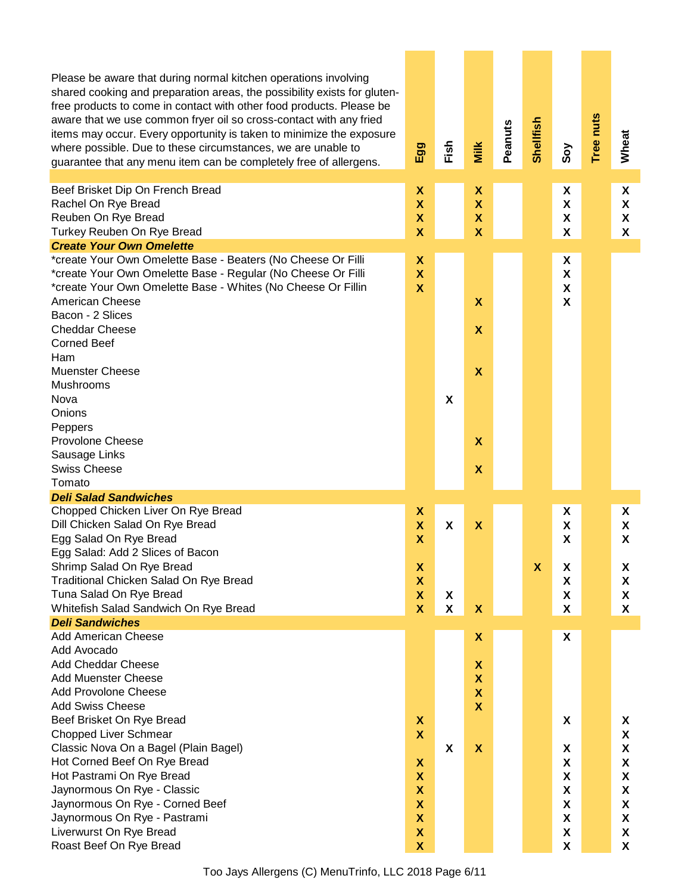| Please be aware that during normal kitchen operations involving shared cooking and preparation areas, the possibility exists for gluten-free products to come in contact with other food products. Please be aware that we use common fryer oil so cross-contact with any fried items may occur. Every opportunity is taken to minimize the exposure where possible. Due to these circumstances, we are unable to guarantee that any menu item can be completely free of allergens. | Egg | Fish | Milk | Peanuts | Shellfish | Soy | Tree nuts | Wheat |
|---|---|---|---|---|---|---|---|---|
| Beef Brisket Dip On French Bread | X | | X | | | X | | X |
| Rachel On Rye Bread | X | | X | | | X | | X |
| Reuben On Rye Bread | X | | X | | | X | | X |
| Turkey Reuben On Rye Bread | X | | X | | | X | | X |
| ***Create Your Own Omelette*** | | | | | | | | |
| *create Your Own Omelette Base - Beaters (No Cheese Or Filli | X | | | | | X | | |
| *create Your Own Omelette Base - Regular (No Cheese Or Filli | X | | | | | X | | |
| *create Your Own Omelette Base - Whites (No Cheese Or Fillin | X | | | | | X | | |
| American Cheese | | | X | | | X | | |
| Bacon - 2 Slices | | | | | | | | |
| Cheddar Cheese | | | X | | | | | |
| Corned Beef | | | | | | | | |
| Ham | | | | | | | | |
| Muenster Cheese | | | X | | | | | |
| Mushrooms | | | | | | | | |
| Nova | | X | | | | | | |
| Onions | | | | | | | | |
| Peppers | | | | | | | | |
| Provolone Cheese | | | X | | | | | |
| Sausage Links | | | | | | | | |
| Swiss Cheese | | | X | | | | | |
| Tomato | | | | | | | | |
| ***Deli Salad Sandwiches*** | | | | | | | | |
| Chopped Chicken Liver On Rye Bread | X | | | | | X | | X |
| Dill Chicken Salad On Rye Bread | X | X | X | | | X | | X |
| Egg Salad On Rye Bread | X | | | | | X | | X |
| Egg Salad: Add 2 Slices of Bacon | | | | | | | | |
| Shrimp Salad On Rye Bread | X | | | | X | X | | X |
| Traditional Chicken Salad On Rye Bread | X | | | | | X | | X |
| Tuna Salad On Rye Bread | X | X | | | | X | | X |
| Whitefish Salad Sandwich On Rye Bread | X | X | X | | | X | | X |
| ***Deli Sandwiches*** | | | | | | | | |
| Add American Cheese | | | X | | | X | | |
| Add Avocado | | | | | | | | |
| Add Cheddar Cheese | | | X | | | | | |
| Add Muenster Cheese | | | X | | | | | |
| Add Provolone Cheese | | | X | | | | | |
| Add Swiss Cheese | | | X | | | | | |
| Beef Brisket On Rye Bread | X | | | | | X | | X |
| Chopped Liver Schmear | X | | | | | | | X |
| Classic Nova On a Bagel (Plain Bagel) | | X | X | | | X | | X |
| Hot Corned Beef On Rye Bread | X | | | | | X | | X |
| Hot Pastrami On Rye Bread | X | | | | | X | | X |
| Jaynormous On Rye - Classic | X | | | | | X | | X |
| Jaynormous On Rye - Corned Beef | X | | | | | X | | X |
| Jaynormous On Rye - Pastrami | X | | | | | X | | X |
| Liverwurst On Rye Bread | X | | | | | X | | X |
| Roast Beef On Rye Bread | X | | | | | X | | X |

Too Jays Allergens (C) MenuTrinfo, LLC 2018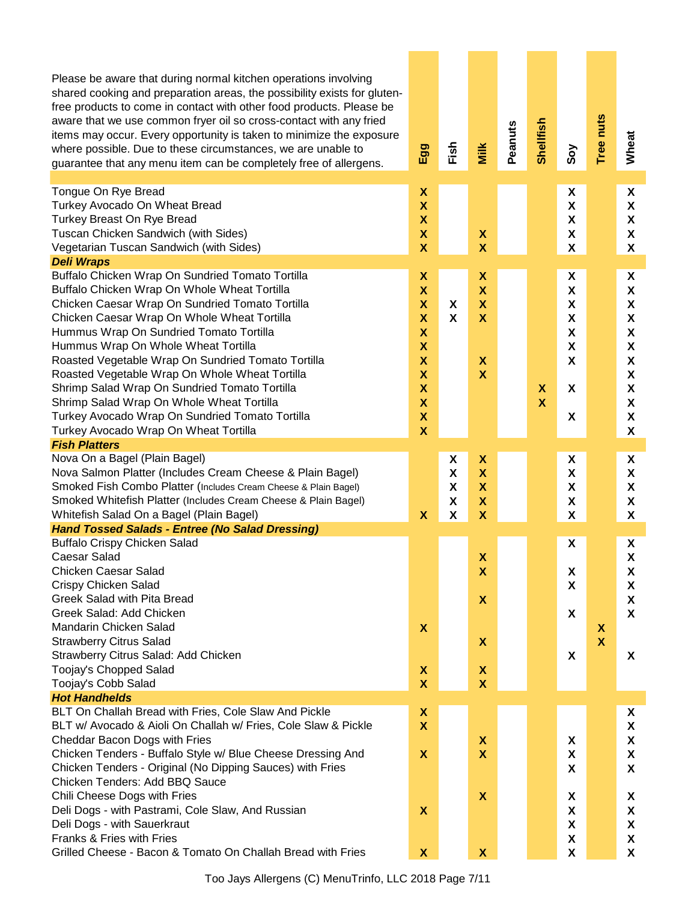| Please be aware that during normal kitchen operations involving shared cooking and preparation areas, the possibility exists for gluten-free products to come in contact with other food products. Please be aware that we use common fryer oil so cross-contact with any fried items may occur. Every opportunity is taken to minimize the exposure where possible. Due to these circumstances, we are unable to guarantee that any menu item can be completely free of allergens. | Egg | Fish | Milk | Peanuts | Shellfish | Soy | Tree nuts | Wheat |
|---|---|---|---|---|---|---|---|---|
| Tongue On Rye Bread | X | | | | | X | | X |
| Turkey Avocado On Wheat Bread | X | | | | | X | | X |
| Turkey Breast On Rye Bread | X | | | | | X | | X |
| Tuscan Chicken Sandwich (with Sides) | X | | X | | | X | | X |
| Vegetarian Tuscan Sandwich (with Sides) | X | | X | | | X | | X |
| ***Deli Wraps*** | | | | | | | | |
| Buffalo Chicken Wrap On Sundried Tomato Tortilla | X | | X | | | X | | X |
| Buffalo Chicken Wrap On Whole Wheat Tortilla | X | | X | | | X | | X |
| Chicken Caesar Wrap On Sundried Tomato Tortilla | X | X | X | | | X | | X |
| Chicken Caesar Wrap On Whole Wheat Tortilla | X | X | X | | | X | | X |
| Hummus Wrap On Sundried Tomato Tortilla | X | | | | | X | | X |
| Hummus Wrap On Whole Wheat Tortilla | X | | | | | X | | X |
| Roasted Vegetable Wrap On Sundried Tomato Tortilla | X | | X | | | X | | X |
| Roasted Vegetable Wrap On Whole Wheat Tortilla | X | | X | | | | | X |
| Shrimp Salad Wrap On Sundried Tomato Tortilla | X | | | | X | X | | X |
| Shrimp Salad Wrap On Whole Wheat Tortilla | X | | | | X | | | X |
| Turkey Avocado Wrap On Sundried Tomato Tortilla | X | | | | | X | | X |
| Turkey Avocado Wrap On Wheat Tortilla | X | | | | | | | X |
| ***Fish Platters*** | | | | | | | | |
| Nova On a Bagel (Plain Bagel) | | X | X | | | X | | X |
| Nova Salmon Platter (Includes Cream Cheese & Plain Bagel) | | X | X | | | X | | X |
| Smoked Fish Combo Platter (Includes Cream Cheese & Plain Bagel) | | X | X | | | X | | X |
| Smoked Whitefish Platter (Includes Cream Cheese & Plain Bagel) | | X | X | | | X | | X |
| Whitefish Salad On a Bagel (Plain Bagel) | X | X | X | | | X | | X |
| ***Hand Tossed Salads - Entree (No Salad Dressing)*** | | | | | | | | |
| Buffalo Crispy Chicken Salad | | | | | | X | | X |
| Caesar Salad | | | X | | | | | X |
| Chicken Caesar Salad | | | X | | | X | | X |
| Crispy Chicken Salad | | | | | | X | | X |
| Greek Salad with Pita Bread | | | X | | | | | X |
| Greek Salad: Add Chicken | | | | | | X | | X |
| Mandarin Chicken Salad | X | | | | | | X | |
| Strawberry Citrus Salad | | | X | | | | X | |
| Strawberry Citrus Salad: Add Chicken | | | | | | X | | X |
| Toojay's Chopped Salad | X | | X | | | | | |
| Toojay's Cobb Salad | X | | X | | | | | |
| ***Hot Handhelds*** | | | | | | | | |
| BLT On Challah Bread with Fries, Cole Slaw And Pickle | X | | | | | | | X |
| BLT w/ Avocado & Aioli On Challah w/ Fries, Cole Slaw & Pickle | X | | | | | | | X |
| Cheddar Bacon Dogs with Fries | | | X | | | X | | X |
| Chicken Tenders - Buffalo Style w/ Blue Cheese Dressing And | X | | X | | | X | | X |
| Chicken Tenders - Original (No Dipping Sauces) with Fries | | | | | | X | | X |
| Chicken Tenders: Add BBQ Sauce | | | | | | | | |
| Chili Cheese Dogs with Fries | | | X | | | X | | X |
| Deli Dogs - with Pastrami, Cole Slaw, And Russian | X | | | | | X | | X |
| Deli Dogs - with Sauerkraut | | | | | | X | | X |
| Franks & Fries with Fries | | | | | | X | | X |
| Grilled Cheese - Bacon & Tomato On Challah Bread with Fries | X | | X | | | X | | X |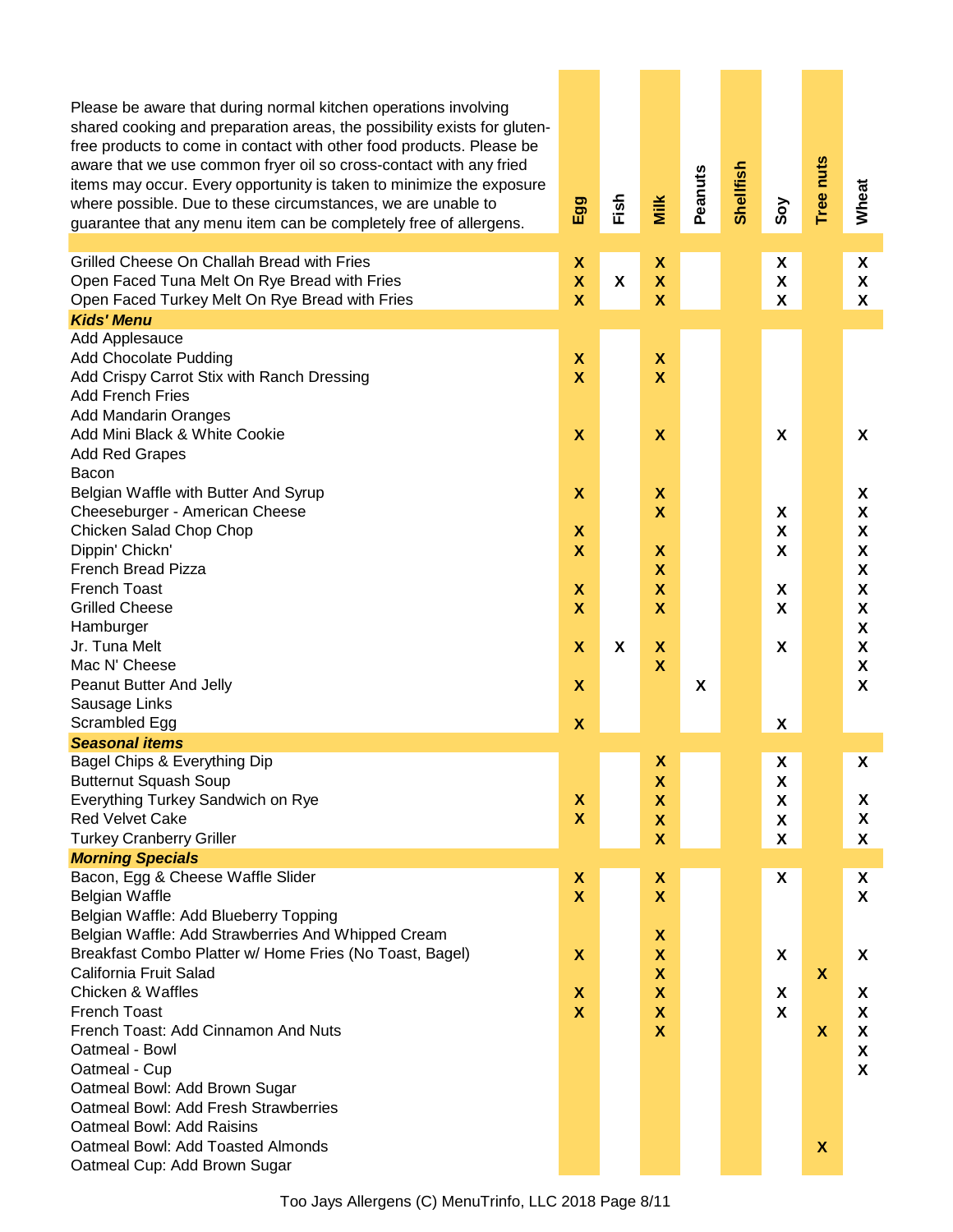| Please be aware that during normal kitchen operations involving shared cooking and preparation areas, the possibility exists for gluten-free products to come in contact with other food products. Please be aware that we use common fryer oil so cross-contact with any fried items may occur. Every opportunity is taken to minimize the exposure where possible. Due to these circumstances, we are unable to guarantee that any menu item can be completely free of allergens. | Egg | Fish | Milk | Peanuts | Shellfish | Soy | Tree nuts | Wheat |
|---|---|---|---|---|---|---|---|---|
| Grilled Cheese On Challah Bread with Fries | X | | X | | | X | | X |
| Open Faced Tuna Melt On Rye Bread with Fries | X | X | X | | | X | | X |
| Open Faced Turkey Melt On Rye Bread with Fries | X | | X | | | X | | X |
| ***Kids' Menu*** | | | | | | | | |
| Add Applesauce | | | | | | | | |
| Add Chocolate Pudding | X | | X | | | | | |
| Add Crispy Carrot Stix with Ranch Dressing | X | | X | | | | | |
| Add French Fries | | | | | | | | |
| Add Mandarin Oranges | | | | | | | | |
| Add Mini Black & White Cookie | X | | X | | | X | | X |
| Add Red Grapes | | | | | | | | |
| Bacon | | | | | | | | |
| Belgian Waffle with Butter And Syrup | X | | X | | | | | X |
| Cheeseburger - American Cheese | | | X | | | X | | X |
| Chicken Salad Chop Chop | X | | | | | X | | X |
| Dippin' Chickn' | X | | X | | | X | | X |
| French Bread Pizza | | | X | | | | | X |
| French Toast | X | | X | | | X | | X |
| Grilled Cheese | X | | X | | | X | | X |
| Hamburger | | | | | | | | X |
| Jr. Tuna Melt | X | X | X | | | X | | X |
| Mac N' Cheese | | | X | | | | | X |
| Peanut Butter And Jelly | X | | | X | | | | X |
| Sausage Links | | | | | | | | |
| Scrambled Egg | X | | | | | X | | |
| ***Seasonal items*** | | | | | | | | |
| Bagel Chips & Everything Dip | | | X | | | X | | X |
| Butternut Squash Soup | | | X | | | X | | |
| Everything Turkey Sandwich on Rye | X | | X | | | X | | X |
| Red Velvet Cake | X | | X | | | X | | X |
| Turkey Cranberry Griller | | | X | | | X | | X |
| ***Morning Specials*** | | | | | | | | |
| Bacon, Egg & Cheese Waffle Slider | X | | X | | | X | | X |
| Belgian Waffle | X | | X | | | | | X |
| Belgian Waffle: Add Blueberry Topping | | | | | | | | |
| Belgian Waffle: Add Strawberries And Whipped Cream | | | X | | | | | |
| Breakfast Combo Platter w/ Home Fries (No Toast, Bagel) | X | | X | | | X | | X |
| California Fruit Salad | | | X | | | | X | |
| Chicken & Waffles | X | | X | | | X | | X |
| French Toast | X | | X | | | X | | X |
| French Toast: Add Cinnamon And Nuts | | | X | | | | X | X |
| Oatmeal - Bowl | | | | | | | | X |
| Oatmeal - Cup | | | | | | | | X |
| Oatmeal Bowl: Add Brown Sugar | | | | | | | | |
| Oatmeal Bowl: Add Fresh Strawberries | | | | | | | | |
| Oatmeal Bowl: Add Raisins | | | | | | | | |
| Oatmeal Bowl: Add Toasted Almonds | | | | | | | X | |
| Oatmeal Cup: Add Brown Sugar | | | | | | | | |

Too Jays Allergens (C) MenuTrinfo, LLC 2018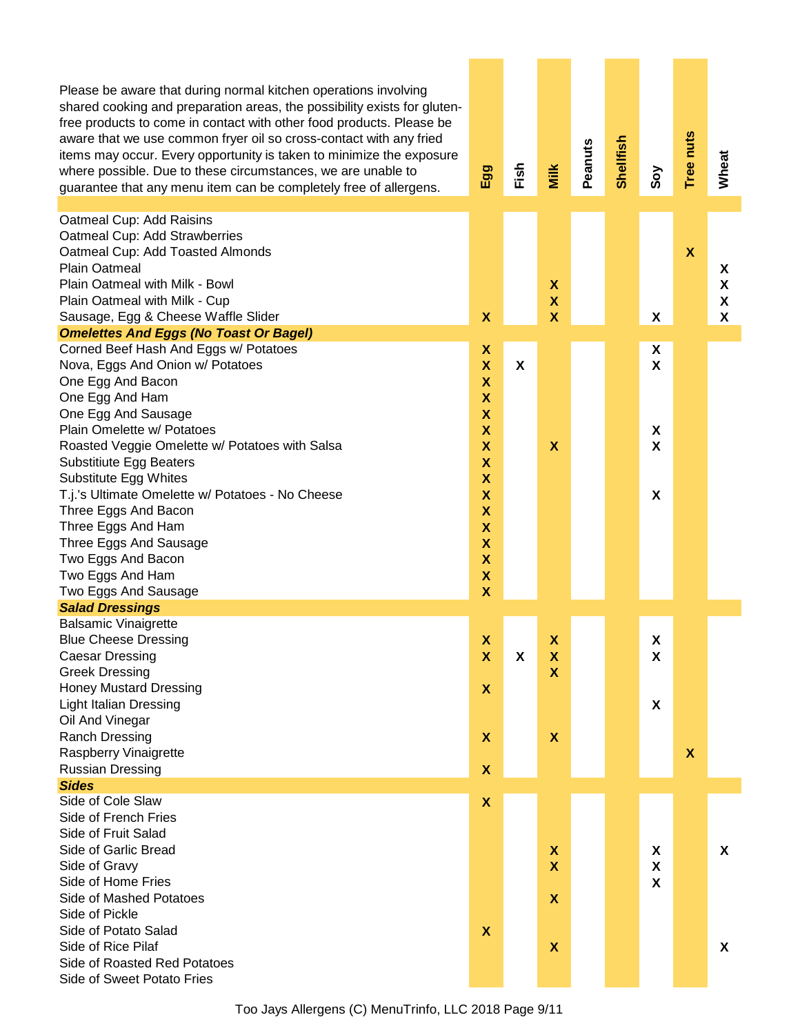| Please be aware that during normal kitchen operations involving shared cooking and preparation areas, the possibility exists for gluten-free products to come in contact with other food products. Please be aware that we use common fryer oil so cross-contact with any fried items may occur. Every opportunity is taken to minimize the exposure where possible. Due to these circumstances, we are unable to guarantee that any menu item can be completely free of allergens. | Egg | Fish | Milk | Peanuts | Shellfish | Soy | Tree nuts | Wheat |
|---|---|---|---|---|---|---|---|---|
| Oatmeal Cup: Add Raisins | | | | | | | | |
| Oatmeal Cup: Add Strawberries | | | | | | | | |
| Oatmeal Cup: Add Toasted Almonds | | | | | | | X | |
| Plain Oatmeal | | | | | | | | X |
| Plain Oatmeal with Milk - Bowl | | | X | | | | | X |
| Plain Oatmeal with Milk - Cup | | | X | | | | | X |
| Sausage, Egg & Cheese Waffle Slider | X | | X | | | X | | X |
| ***Omelettes And Eggs (No Toast Or Bagel)*** | | | | | | | | |
| Corned Beef Hash And Eggs w/ Potatoes | X | | | | | X | | |
| Nova, Eggs And Onion w/ Potatoes | X | X | | | | X | | |
| One Egg And Bacon | X | | | | | | | |
| One Egg And Ham | X | | | | | | | |
| One Egg And Sausage | X | | | | | | | |
| Plain Omelette w/ Potatoes | X | | | | | X | | |
| Roasted Veggie Omelette w/ Potatoes with Salsa | X | | X | | | X | | |
| Substitiute Egg Beaters | X | | | | | | | |
| Substitute Egg Whites | X | | | | | | | |
| T.j.'s Ultimate Omelette w/ Potatoes - No Cheese | X | | | | | X | | |
| Three Eggs And Bacon | X | | | | | | | |
| Three Eggs And Ham | X | | | | | | | |
| Three Eggs And Sausage | X | | | | | | | |
| Two Eggs And Bacon | X | | | | | | | |
| Two Eggs And Ham | X | | | | | | | |
| Two Eggs And Sausage | X | | | | | | | |
| ***Salad Dressings*** | | | | | | | | |
| Balsamic Vinaigrette | | | | | | | | |
| Blue Cheese Dressing | X | | X | | | X | | |
| Caesar Dressing | X | X | X | | | X | | |
| Greek Dressing | | | X | | | | | |
| Honey Mustard Dressing | X | | | | | | | |
| Light Italian Dressing | | | | | | X | | |
| Oil And Vinegar | | | | | | | | |
| Ranch Dressing | X | | X | | | | | |
| Raspberry Vinaigrette | | | | | | | X | |
| Russian Dressing | X | | | | | | | |
| ***Sides*** | | | | | | | | |
| Side of Cole Slaw | X | | | | | | | |
| Side of French Fries | | | | | | | | |
| Side of Fruit Salad | | | | | | | | |
| Side of Garlic Bread | | | X | | | X | | X |
| Side of Gravy | | | X | | | X | | |
| Side of Home Fries | | | | | | X | | |
| Side of Mashed Potatoes | | | X | | | | | |
| Side of Pickle | | | | | | | | |
| Side of Potato Salad | X | | | | | | | |
| Side of Rice Pilaf | | | X | | | | | X |
| Side of Roasted Red Potatoes | | | | | | | | |
| Side of Sweet Potato Fries | | | | | | | | |

Too Jays Allergens (C) MenuTrinfo, LLC 2018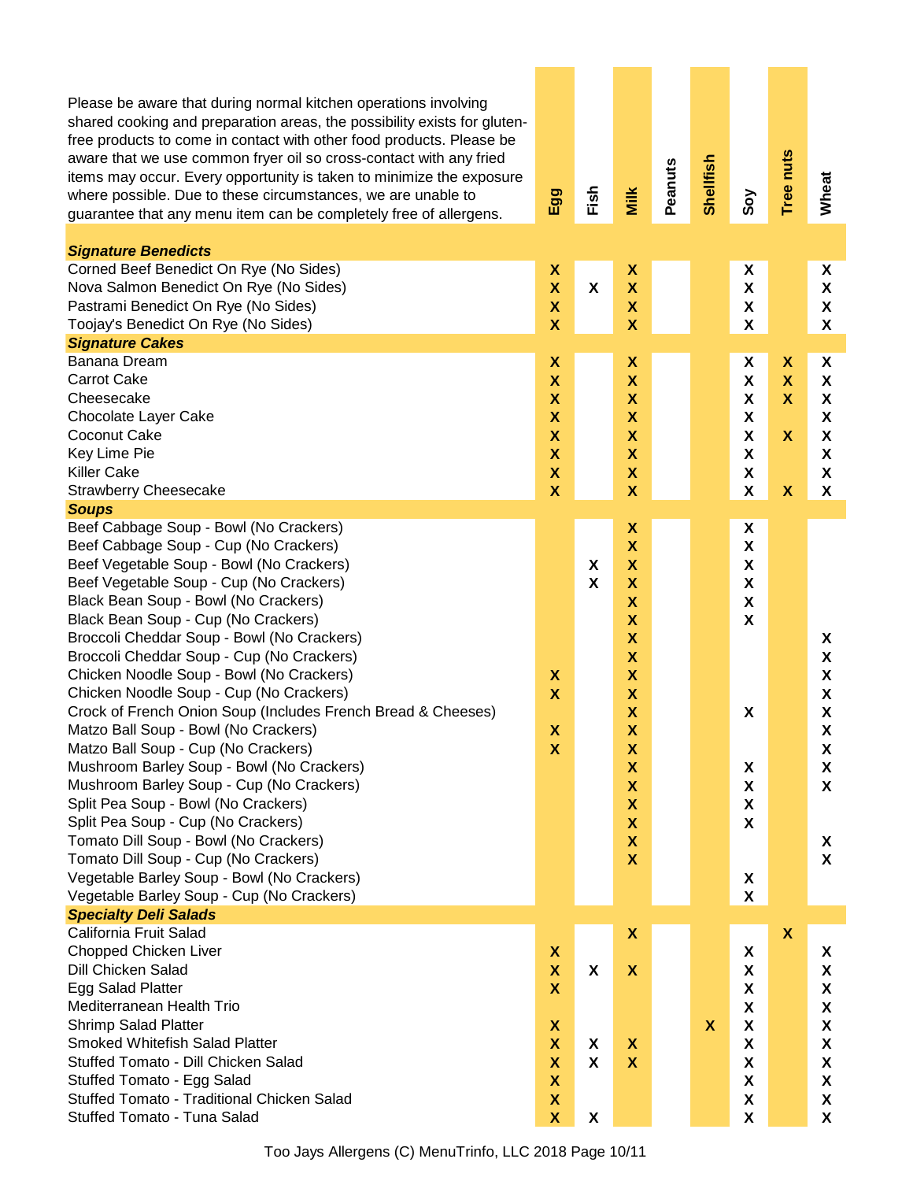Please be aware that during normal kitchen operations involving shared cooking and preparation areas, the possibility exists for gluten-free products to come in contact with other food products. Please be aware that we use common fryer oil so cross-contact with any fried items may occur. Every opportunity is taken to minimize the exposure where possible. Due to these circumstances, we are unable to guarantee that any menu item can be completely free of allergens.

| | Egg | Fish | Milk | Peanuts | Shellfish | Soy | Tree nuts | Wheat |
|---|---|---|---|---|---|---|---|---|
| ***Signature Benedicts*** | | | | | | | | |
| Corned Beef Benedict On Rye (No Sides) | X | | X | | | X | | X |
| Nova Salmon Benedict On Rye (No Sides) | X | X | X | | | X | | X |
| Pastrami Benedict On Rye (No Sides) | X | | X | | | X | | X |
| Toojay's Benedict On Rye (No Sides) | X | | X | | | X | | X |
| ***Signature Cakes*** | | | | | | | | |
| Banana Dream | X | | X | | | X | X | X |
| Carrot Cake | X | | X | | | X | X | X |
| Cheesecake | X | | X | | | X | X | X |
| Chocolate Layer Cake | X | | X | | | X | | X |
| Coconut Cake | X | | X | | | X | X | X |
| Key Lime Pie | X | | X | | | X | | X |
| Killer Cake | X | | X | | | X | | X |
| Strawberry Cheesecake | X | | X | | | X | X | X |
| ***Soups*** | | | | | | | | |
| Beef Cabbage Soup - Bowl (No Crackers) | | | X | | | X | | |
| Beef Cabbage Soup - Cup (No Crackers) | | | X | | | X | | |
| Beef Vegetable Soup - Bowl (No Crackers) | | X | X | | | X | | |
| Beef Vegetable Soup - Cup (No Crackers) | | X | X | | | X | | |
| Black Bean Soup - Bowl (No Crackers) | | | X | | | X | | |
| Black Bean Soup - Cup (No Crackers) | | | X | | | X | | |
| Broccoli Cheddar Soup - Bowl (No Crackers) | | | X | | | | | X |
| Broccoli Cheddar Soup - Cup (No Crackers) | | | X | | | | | X |
| Chicken Noodle Soup - Bowl (No Crackers) | X | | X | | | | | X |
| Chicken Noodle Soup - Cup (No Crackers) | X | | X | | | | | X |
| Crock of French Onion Soup (Includes French Bread & Cheeses) | | | X | | | X | | X |
| Matzo Ball Soup - Bowl (No Crackers) | X | | X | | | | | X |
| Matzo Ball Soup - Cup (No Crackers) | X | | X | | | | | X |
| Mushroom Barley Soup - Bowl (No Crackers) | | | X | | | X | | X |
| Mushroom Barley Soup - Cup (No Crackers) | | | X | | | X | | X |
| Split Pea Soup - Bowl (No Crackers) | | | X | | | X | | |
| Split Pea Soup - Cup (No Crackers) | | | X | | | X | | |
| Tomato Dill Soup - Bowl (No Crackers) | | | X | | | | | X |
| Tomato Dill Soup - Cup (No Crackers) | | | X | | | | | X |
| Vegetable Barley Soup - Bowl (No Crackers) | | | | | | X | | |
| Vegetable Barley Soup - Cup (No Crackers) | | | | | | X | | |
| ***Specialty Deli Salads*** | | | | | | | | |
| California Fruit Salad | | | X | | | | X | |
| Chopped Chicken Liver | X | | | | | X | | X |
| Dill Chicken Salad | X | X | X | | | X | | X |
| Egg Salad Platter | X | | | | | X | | X |
| Mediterranean Health Trio | | | | | | X | | X |
| Shrimp Salad Platter | X | | | | X | X | | X |
| Smoked Whitefish Salad Platter | X | X | X | | | X | | X |
| Stuffed Tomato - Dill Chicken Salad | X | X | X | | | X | | X |
| Stuffed Tomato - Egg Salad | X | | | | | X | | X |
| Stuffed Tomato - Traditional Chicken Salad | X | | | | | X | | X |
| Stuffed Tomato - Tuna Salad | X | X | | | | X | | X |

Too Jays Allergens (C) MenuTrinfo, LLC 2018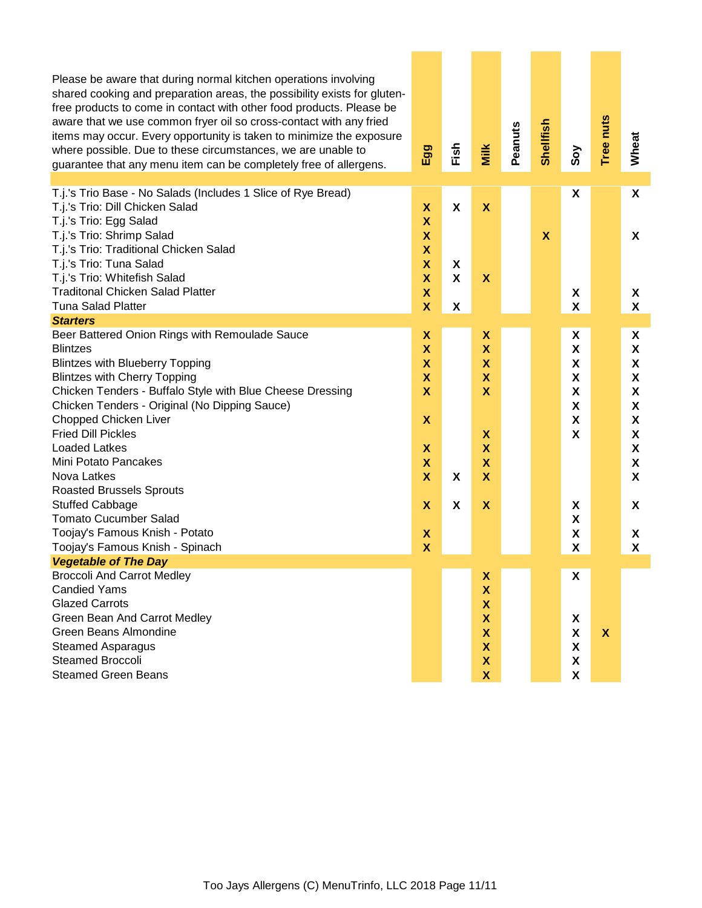| Please be aware that during normal kitchen operations involving shared cooking and preparation areas, the possibility exists for gluten-free products to come in contact with other food products. Please be aware that we use common fryer oil so cross-contact with any fried items may occur. Every opportunity is taken to minimize the exposure where possible. Due to these circumstances, we are unable to guarantee that any menu item can be completely free of allergens. | Egg | Fish | Milk | Peanuts | Shellfish | Soy | Tree nuts | Wheat |
|---|---|---|---|---|---|---|---|---|
| T.j.'s Trio Base - No Salads (Includes 1 Slice of Rye Bread) | | | | | | X | | X |
| T.j.'s Trio: Dill Chicken Salad | X | X | X | | | | | |
| T.j.'s Trio: Egg Salad | X | | | | | | | |
| T.j.'s Trio: Shrimp Salad | X | | | | X | | | X |
| T.j.'s Trio: Traditional Chicken Salad | X | | | | | | | |
| T.j.'s Trio: Tuna Salad | X | X | | | | | | |
| T.j.'s Trio: Whitefish Salad | X | X | X | | | | | |
| Traditonal Chicken Salad Platter | X | | | | | X | | X |
| Tuna Salad Platter | X | X | | | | X | | X |
| ***Starters*** | | | | | | | | |
| Beer Battered Onion Rings with Remoulade Sauce | X | | X | | | X | | X |
| Blintzes | X | | X | | | X | | X |
| Blintzes with Blueberry Topping | X | | X | | | X | | X |
| Blintzes with Cherry Topping | X | | X | | | X | | X |
| Chicken Tenders - Buffalo Style with Blue Cheese Dressing | X | | X | | | X | | X |
| Chicken Tenders - Original (No Dipping Sauce) | | | | | | X | | X |
| Chopped Chicken Liver | X | | | | | X | | X |
| Fried Dill Pickles | | | X | | | X | | X |
| Loaded Latkes | X | | X | | | | | X |
| Mini Potato Pancakes | X | | X | | | | | X |
| Nova Latkes | X | X | X | | | | | X |
| Roasted Brussels Sprouts | | | | | | | | |
| Stuffed Cabbage | X | X | X | | | X | | X |
| Tomato Cucumber Salad | | | | | | X | | |
| Toojay's Famous Knish - Potato | X | | | | | X | | X |
| Toojay's Famous Knish - Spinach | X | | | | | X | | X |
| ***Vegetable of The Day*** | | | | | | | | |
| Broccoli And Carrot Medley | | | X | | | X | | |
| Candied Yams | | | X | | | | | |
| Glazed Carrots | | | X | | | | | |
| Green Bean And Carrot Medley | | | X | | | X | | |
| Green Beans Almondine | | | X | | | X | X | |
| Steamed Asparagus | | | X | | | X | | |
| Steamed Broccoli | | | X | | | X | | |
| Steamed Green Beans | | | X | | | X | | |

Too Jays Allergens (C) MenuTrinfo, LLC 2018